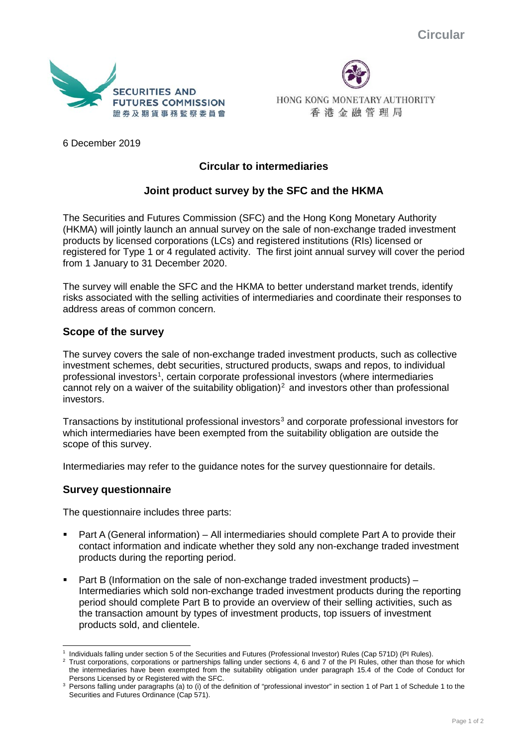Circular

SECURITIES AND FUTURES COMMISSION
證券及期貨事務監察委員會

HONG KONG MONETARY AUTHORITY
香港金融管理局

6 December 2019

## Circular to intermediaries

## Joint product survey by the SFC and the HKMA

The Securities and Futures Commission (SFC) and the Hong Kong Monetary Authority (HKMA) will jointly launch an annual survey on the sale of non-exchange traded investment products by licensed corporations (LCs) and registered institutions (RIs) licensed or registered for Type 1 or 4 regulated activity. The first joint annual survey will cover the period from 1 January to 31 December 2020.

The survey will enable the SFC and the HKMA to better understand market trends, identify risks associated with the selling activities of intermediaries and coordinate their responses to address areas of common concern.

### Scope of the survey

The survey covers the sale of non-exchange traded investment products, such as collective investment schemes, debt securities, structured products, swaps and repos, to individual professional investors[1], certain corporate professional investors (where intermediaries cannot rely on a waiver of the suitability obligation)[2] and investors other than professional investors.

Transactions by institutional professional investors[3] and corporate professional investors for which intermediaries have been exempted from the suitability obligation are outside the scope of this survey.

Intermediaries may refer to the guidance notes for the survey questionnaire for details.

### Survey questionnaire

The questionnaire includes three parts:

- Part A (General information) – All intermediaries should complete Part A to provide their contact information and indicate whether they sold any non-exchange traded investment products during the reporting period.
- Part B (Information on the sale of non-exchange traded investment products) – Intermediaries which sold non-exchange traded investment products during the reporting period should complete Part B to provide an overview of their selling activities, such as the transaction amount by types of investment products, top issuers of investment products sold, and clientele.

---

[1] Individuals falling under section 5 of the Securities and Futures (Professional Investor) Rules (Cap 571D) (PI Rules).

[2] Trust corporations, corporations or partnerships falling under sections 4, 6 and 7 of the PI Rules, other than those for which the intermediaries have been exempted from the suitability obligation under paragraph 15.4 of the Code of Conduct for Persons Licensed by or Registered with the SFC.

[3] Persons falling under paragraphs (a) to (i) of the definition of "professional investor" in section 1 of Part 1 of Schedule 1 to the Securities and Futures Ordinance (Cap 571).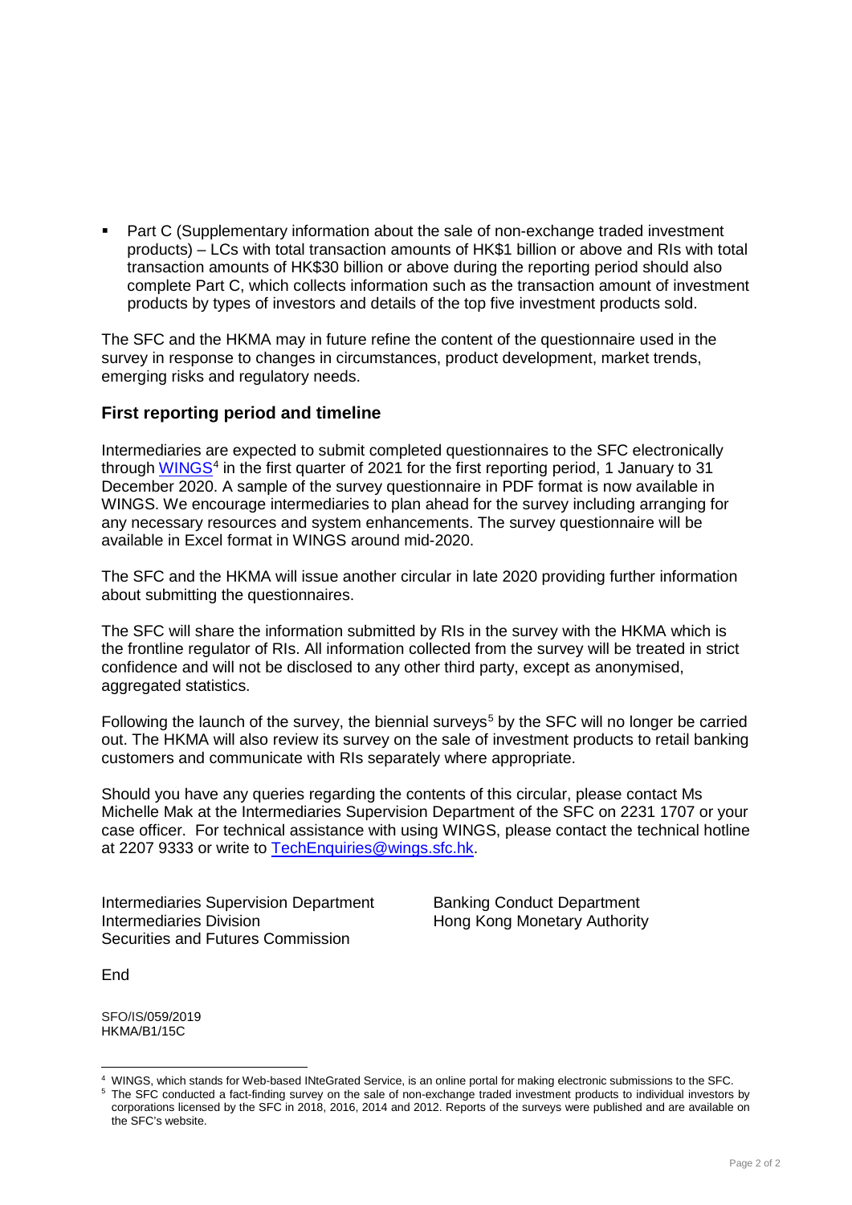- Part C (Supplementary information about the sale of non-exchange traded investment products) – LCs with total transaction amounts of HK$1 billion or above and RIs with total transaction amounts of HK$30 billion or above during the reporting period should also complete Part C, which collects information such as the transaction amount of investment products by types of investors and details of the top five investment products sold.

The SFC and the HKMA may in future refine the content of the questionnaire used in the survey in response to changes in circumstances, product development, market trends, emerging risks and regulatory needs.

### First reporting period and timeline

Intermediaries are expected to submit completed questionnaires to the SFC electronically through WINGS[4] in the first quarter of 2021 for the first reporting period, 1 January to 31 December 2020. A sample of the survey questionnaire in PDF format is now available in WINGS. We encourage intermediaries to plan ahead for the survey including arranging for any necessary resources and system enhancements. The survey questionnaire will be available in Excel format in WINGS around mid-2020.

The SFC and the HKMA will issue another circular in late 2020 providing further information about submitting the questionnaires.

The SFC will share the information submitted by RIs in the survey with the HKMA which is the frontline regulator of RIs. All information collected from the survey will be treated in strict confidence and will not be disclosed to any other third party, except as anonymised, aggregated statistics.

Following the launch of the survey, the biennial surveys[5] by the SFC will no longer be carried out. The HKMA will also review its survey on the sale of investment products to retail banking customers and communicate with RIs separately where appropriate.

Should you have any queries regarding the contents of this circular, please contact Ms Michelle Mak at the Intermediaries Supervision Department of the SFC on 2231 1707 or your case officer. For technical assistance with using WINGS, please contact the technical hotline at 2207 9333 or write to TechEnquiries@wings.sfc.hk.

Intermediaries Supervision Department
Intermediaries Division
Securities and Futures Commission

Banking Conduct Department
Hong Kong Monetary Authority

End

SFO/IS/059/2019
HKMA/B1/15C

[4] WINGS, which stands for Web-based INteGrated Service, is an online portal for making electronic submissions to the SFC.

[5] The SFC conducted a fact-finding survey on the sale of non-exchange traded investment products to individual investors by corporations licensed by the SFC in 2018, 2016, 2014 and 2012. Reports of the surveys were published and are available on the SFC's website.